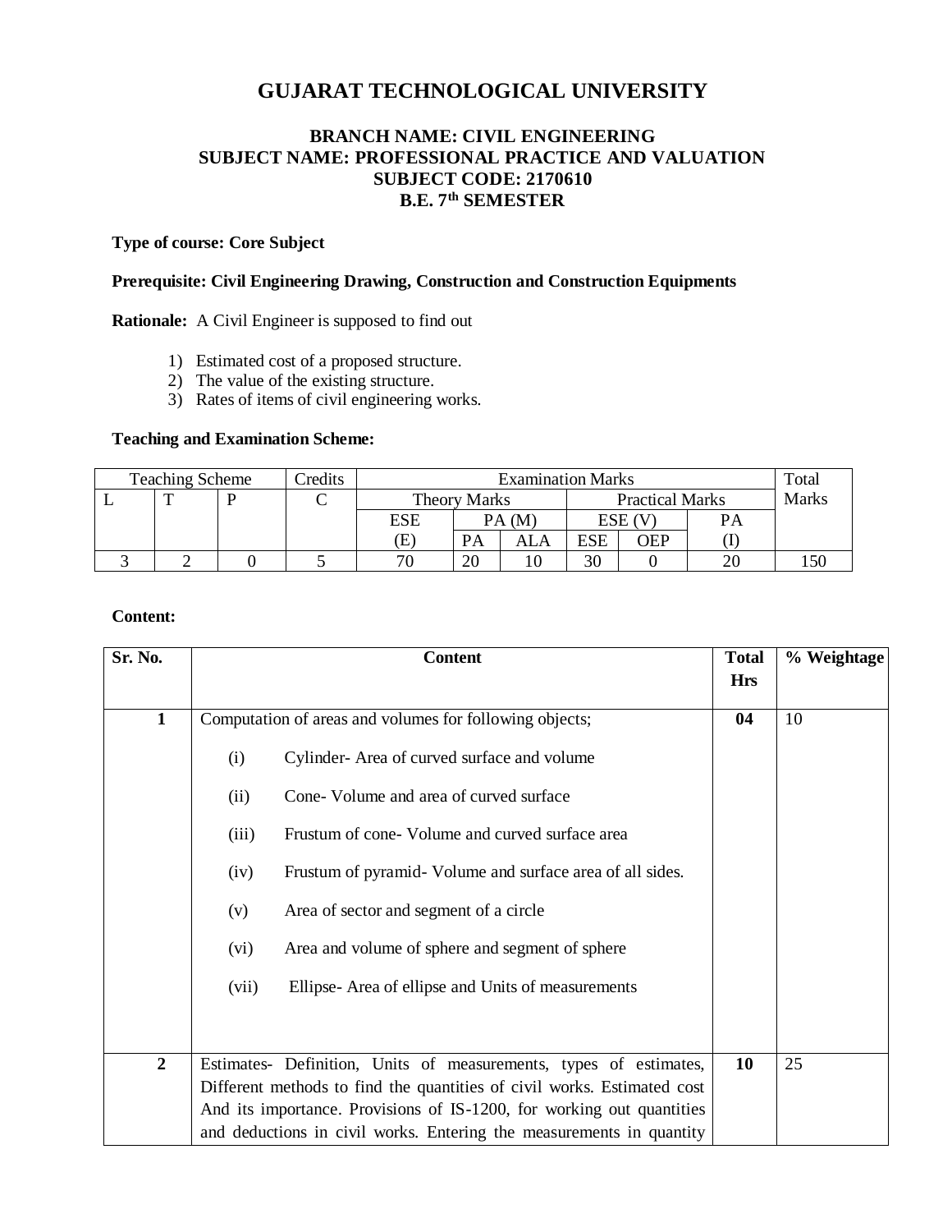# GUJARAT TECHNOLOGICAL UNIVERSITY

### BRANCH NAME: CIVIL ENGINEERING
### SUBJECT NAME: PROFESSIONAL PRACTICE AND VALUATION
### SUBJECT CODE: 2170610
### B.E. 7th SEMESTER

**Type of course: Core Subject**

**Prerequisite: Civil Engineering Drawing, Construction and Construction Equipments**

**Rationale:** A Civil Engineer is supposed to find out

1) Estimated cost of a proposed structure.
2) The value of the existing structure.
3) Rates of items of civil engineering works.

**Teaching and Examination Scheme:**

| Teaching Scheme | | | Credits | Examination Marks | | | | | | Total Marks |
|---|---|---|---|---|---|---|---|---|---|---|
| | | | | Theory Marks | | | Practical Marks | | | |
| L | T | P | C | ESE (E) | PA (M) | | ESE (V) | | PA (I) | |
| | | | | | PA | ALA | ESE | OEP | | |
| 3 | 2 | 0 | 5 | 70 | 20 | 10 | 30 | 0 | 20 | 150 |

**Content:**

| Sr. No. | Content | Total Hrs | % Weightage |
|---|---|---|---|
| 1 | Computation of areas and volumes for following objects;<br>(i) Cylinder- Area of curved surface and volume<br>(ii) Cone- Volume and area of curved surface<br>(iii) Frustum of cone- Volume and curved surface area<br>(iv) Frustum of pyramid- Volume and surface area of all sides.<br>(v) Area of sector and segment of a circle<br>(vi) Area and volume of sphere and segment of sphere<br>(vii) Ellipse- Area of ellipse and Units of measurements | 04 | 10 |
| 2 | Estimates- Definition, Units of measurements, types of estimates, Different methods to find the quantities of civil works. Estimated cost And its importance. Provisions of IS-1200, for working out quantities and deductions in civil works. Entering the measurements in quantity | 10 | 25 |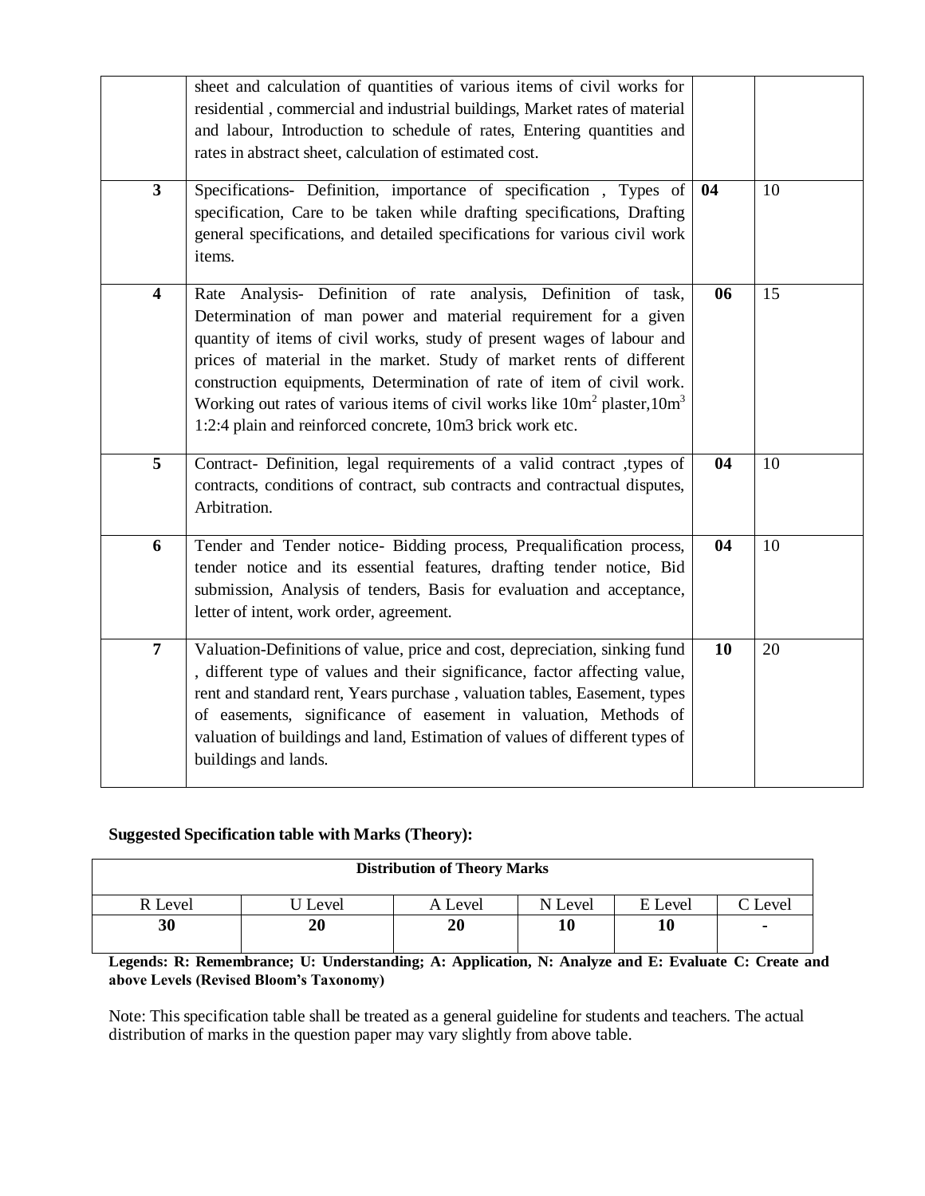| | | | |
|---|---|---|---|
| | sheet and calculation of quantities of various items of civil works for residential , commercial and industrial buildings, Market rates of material and labour, Introduction to schedule of rates, Entering quantities and rates in abstract sheet, calculation of estimated cost. | | |
| **3** | Specifications- Definition, importance of specification , Types of specification, Care to be taken while drafting specifications, Drafting general specifications, and detailed specifications for various civil work items. | **04** | 10 |
| **4** | Rate Analysis- Definition of rate analysis, Definition of task, Determination of man power and material requirement for a given quantity of items of civil works, study of present wages of labour and prices of material in the market. Study of market rents of different construction equipments, Determination of rate of item of civil work. Working out rates of various items of civil works like $10m^2$ plaster,$10m^3$ 1:2:4 plain and reinforced concrete, 10m3 brick work etc. | **06** | 15 |
| **5** | Contract- Definition, legal requirements of a valid contract ,types of contracts, conditions of contract, sub contracts and contractual disputes, Arbitration. | **04** | 10 |
| **6** | Tender and Tender notice- Bidding process, Prequalification process, tender notice and its essential features, drafting tender notice, Bid submission, Analysis of tenders, Basis for evaluation and acceptance, letter of intent, work order, agreement. | **04** | 10 |
| **7** | Valuation-Definitions of value, price and cost, depreciation, sinking fund , different type of values and their significance, factor affecting value, rent and standard rent, Years purchase , valuation tables, Easement, types of easements, significance of easement in valuation, Methods of valuation of buildings and land, Estimation of values of different types of buildings and lands. | **10** | 20 |

**Suggested Specification table with Marks (Theory):**

| **Distribution of Theory Marks** | | | | | |
|---|---|---|---|---|---|
| R Level | U Level | A Level | N Level | E Level | C Level |
| **30** | **20** | **20** | **10** | **10** | **-** |

**Legends: R: Remembrance; U: Understanding; A: Application, N: Analyze and E: Evaluate C: Create and above Levels (Revised Bloom's Taxonomy)**

Note: This specification table shall be treated as a general guideline for students and teachers. The actual distribution of marks in the question paper may vary slightly from above table.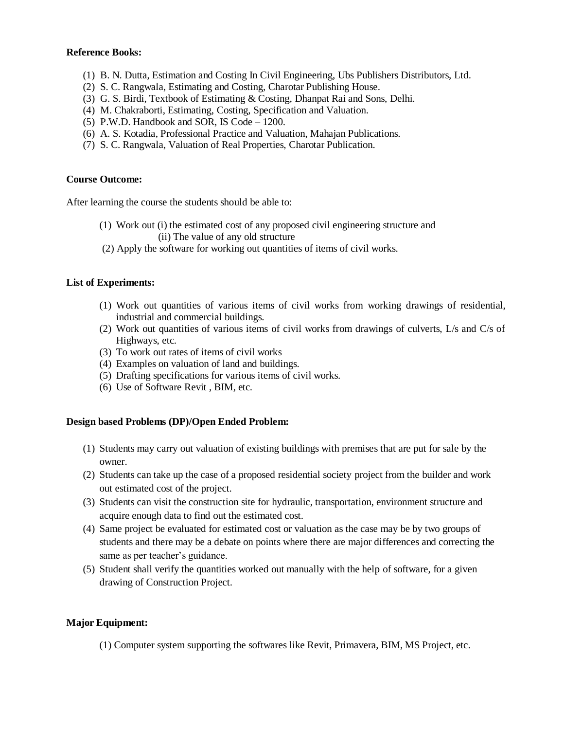**Reference Books:**

(1) B. N. Dutta, Estimation and Costing In Civil Engineering, Ubs Publishers Distributors, Ltd.
(2) S. C. Rangwala, Estimating and Costing, Charotar Publishing House.
(3) G. S. Birdi, Textbook of Estimating & Costing, Dhanpat Rai and Sons, Delhi.
(4) M. Chakraborti, Estimating, Costing, Specification and Valuation.
(5) P.W.D. Handbook and SOR, IS Code – 1200.
(6) A. S. Kotadia, Professional Practice and Valuation, Mahajan Publications.
(7) S. C. Rangwala, Valuation of Real Properties, Charotar Publication.

**Course Outcome:**

After learning the course the students should be able to:

(1) Work out (i) the estimated cost of any proposed civil engineering structure and
(ii) The value of any old structure
(2) Apply the software for working out quantities of items of civil works.

**List of Experiments:**

(1) Work out quantities of various items of civil works from working drawings of residential, industrial and commercial buildings.
(2) Work out quantities of various items of civil works from drawings of culverts, L/s and C/s of Highways, etc.
(3) To work out rates of items of civil works
(4) Examples on valuation of land and buildings.
(5) Drafting specifications for various items of civil works.
(6) Use of Software Revit , BIM, etc.

**Design based Problems (DP)/Open Ended Problem:**

(1) Students may carry out valuation of existing buildings with premises that are put for sale by the owner.
(2) Students can take up the case of a proposed residential society project from the builder and work out estimated cost of the project.
(3) Students can visit the construction site for hydraulic, transportation, environment structure and acquire enough data to find out the estimated cost.
(4) Same project be evaluated for estimated cost or valuation as the case may be by two groups of students and there may be a debate on points where there are major differences and correcting the same as per teacher's guidance.
(5) Student shall verify the quantities worked out manually with the help of software, for a given drawing of Construction Project.

**Major Equipment:**

(1) Computer system supporting the softwares like Revit, Primavera, BIM, MS Project, etc.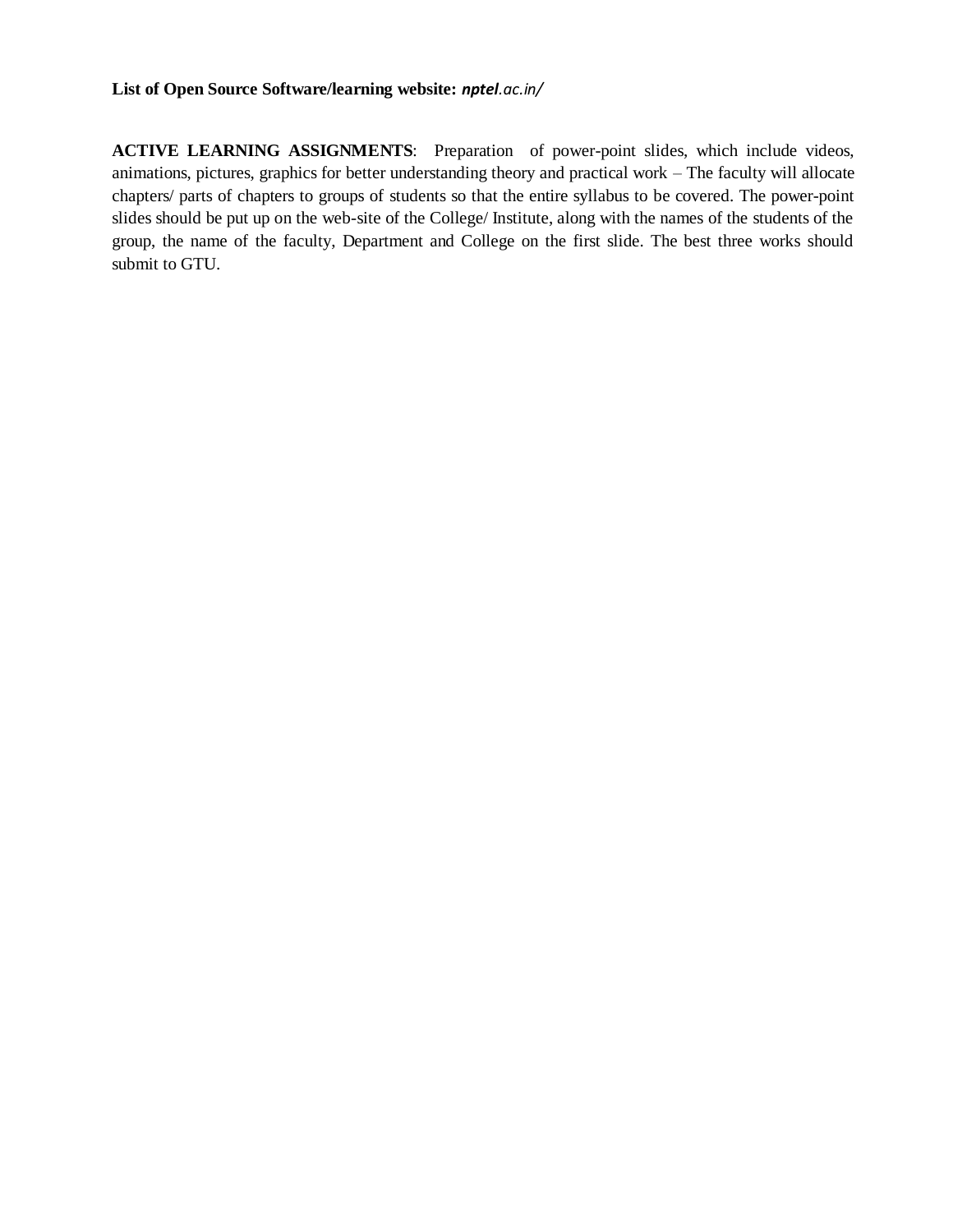**List of Open Source Software/learning website:** ***nptel**.ac.in/*

**ACTIVE LEARNING ASSIGNMENTS**: Preparation of power-point slides, which include videos, animations, pictures, graphics for better understanding theory and practical work – The faculty will allocate chapters/ parts of chapters to groups of students so that the entire syllabus to be covered. The power-point slides should be put up on the web-site of the College/ Institute, along with the names of the students of the group, the name of the faculty, Department and College on the first slide. The best three works should submit to GTU.